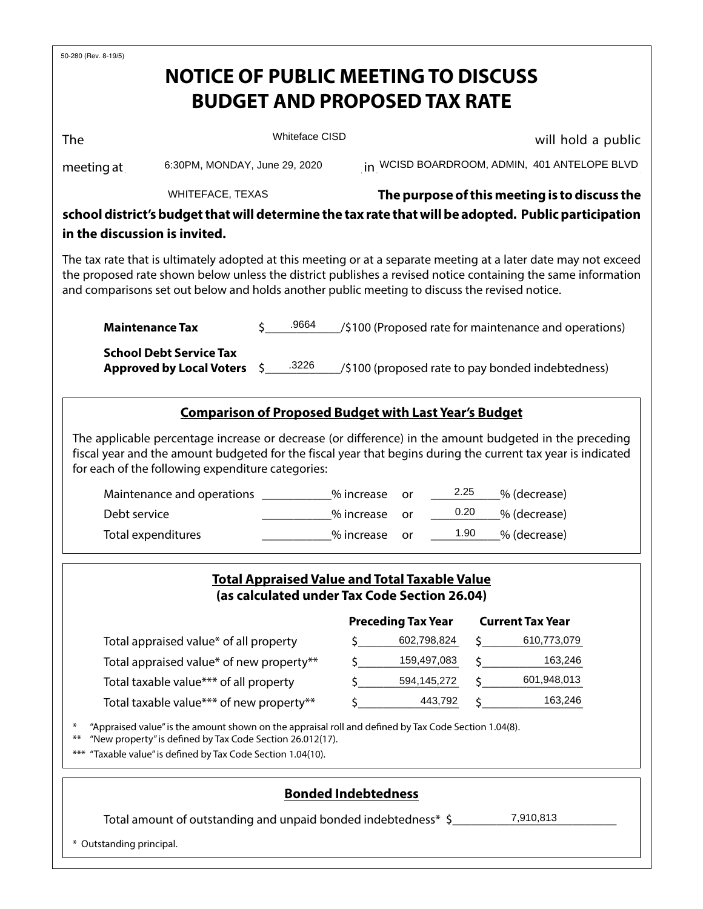50-280 (Rev. 8-19/5)

# NOTICE OF PUBLIC MEETING TO DISCUSS BUDGET AND PROPOSED TAX RATE

The Whiteface CISD will hold a public meeting at 6:30PM, MONDAY, June 29, 2020 in WCISD BOARDROOM, ADMIN, 401 ANTELOPE BLVD WHITEFACE, TEXAS **The purpose of this meeting is to discuss the school district's budget that will determine the tax rate that will be adopted. Public participation in the discussion is invited.**

The tax rate that is ultimately adopted at this meeting or at a separate meeting at a later date may not exceed the proposed rate shown below unless the district publishes a revised notice containing the same information and comparisons set out below and holds another public meeting to discuss the revised notice.

**Maintenance Tax** $ .9664 /$100 (Proposed rate for maintenance and operations)

**School Debt Service Tax Approved by Local Voters** $ .3226 /$100 (proposed rate to pay bonded indebtedness)

## Comparison of Proposed Budget with Last Year's Budget

The applicable percentage increase or decrease (or difference) in the amount budgeted in the preceding fiscal year and the amount budgeted for the fiscal year that begins during the current tax year is indicated for each of the following expenditure categories:

| | % increase | or | % (decrease) |
|---|---|---|---|
| Maintenance and operations | | or | 2.25 |
| Debt service | | or | 0.20 |
| Total expenditures | | or | 1.90 |

## Total Appraised Value and Total Taxable Value (as calculated under Tax Code Section 26.04)

| | Preceding Tax Year | Current Tax Year |
|---|---|---|
| Total appraised value* of all property | $ 602,798,824 | $ 610,773,079 |
| Total appraised value* of new property** | $ 159,497,083 | $ 163,246 |
| Total taxable value*** of all property | $ 594,145,272 | $ 601,948,013 |
| Total taxable value*** of new property** | $ 443,792 | $ 163,246 |

\* "Appraised value" is the amount shown on the appraisal roll and defined by Tax Code Section 1.04(8).

\** "New property" is defined by Tax Code Section 26.012(17).

\*** "Taxable value" is defined by Tax Code Section 1.04(10).

## Bonded Indebtedness

Total amount of outstanding and unpaid bonded indebtedness* $ 7,910,813

\* Outstanding principal.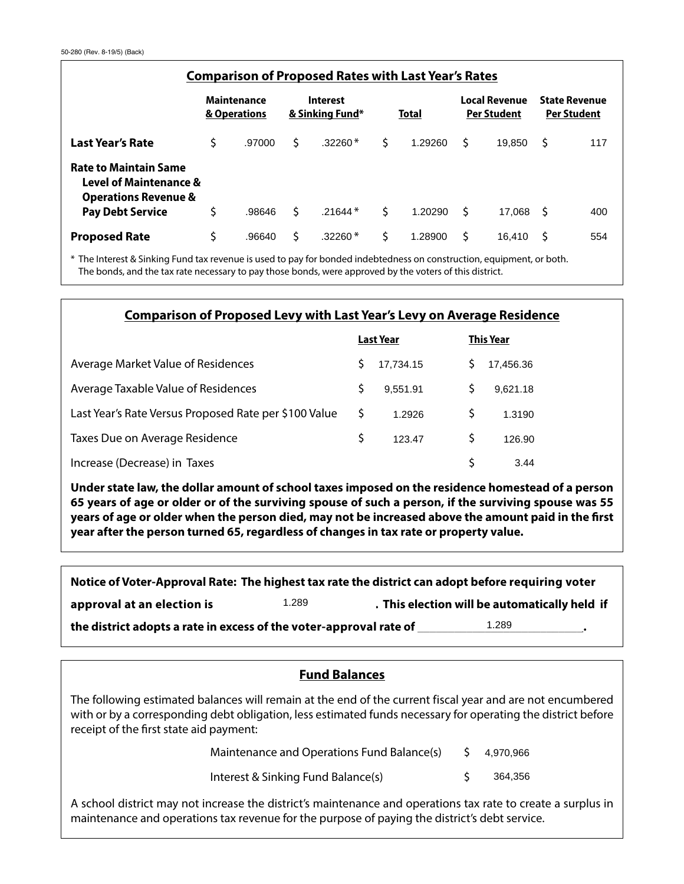## Comparison of Proposed Rates with Last Year's Rates

| | Maintenance & Operations | Interest & Sinking Fund* | Total | Local Revenue Per Student | State Revenue Per Student |
|---|---|---|---|---|---|
| **Last Year's Rate** | $ .97000 | $ .32260 * | $ 1.29260 | $ 19,850 | $ 117 |
| **Rate to Maintain Same Level of Maintenance & Operations Revenue & Pay Debt Service** | $ .98646 | $ .21644 * | $ 1.20290 | $ 17,068 | $ 400 |
| **Proposed Rate** | $ .96640 | $ .32260 * | $ 1.28900 | $ 16,410 | $ 554 |

\* The Interest & Sinking Fund tax revenue is used to pay for bonded indebtedness on construction, equipment, or both. The bonds, and the tax rate necessary to pay those bonds, were approved by the voters of this district.

## Comparison of Proposed Levy with Last Year's Levy on Average Residence

| | Last Year | This Year |
|---|---|---|
| Average Market Value of Residences | $ 17,734.15 | $ 17,456.36 |
| Average Taxable Value of Residences | $ 9,551.91 | $ 9,621.18 |
| Last Year's Rate Versus Proposed Rate per $100 Value | $ 1.2926 | $ 1.3190 |
| Taxes Due on Average Residence | $ 123.47 | $ 126.90 |
| Increase (Decrease) in Taxes | | $ 3.44 |

**Under state law, the dollar amount of school taxes imposed on the residence homestead of a person 65 years of age or older or of the surviving spouse of such a person, if the surviving spouse was 55 years of age or older when the person died, may not be increased above the amount paid in the first year after the person turned 65, regardless of changes in tax rate or property value.**

**Notice of Voter-Approval Rate: The highest tax rate the district can adopt before requiring voter approval at an election is** 1.289 **. This election will be automatically held if the district adopts a rate in excess of the voter-approval rate of** 1.289**.**

## Fund Balances

The following estimated balances will remain at the end of the current fiscal year and are not encumbered with or by a corresponding debt obligation, less estimated funds necessary for operating the district before receipt of the first state aid payment:

| | |
|---|---|
| Maintenance and Operations Fund Balance(s) | $ 4,970,966 |
| Interest & Sinking Fund Balance(s) | $ 364,356 |

A school district may not increase the district's maintenance and operations tax rate to create a surplus in maintenance and operations tax revenue for the purpose of paying the district's debt service.